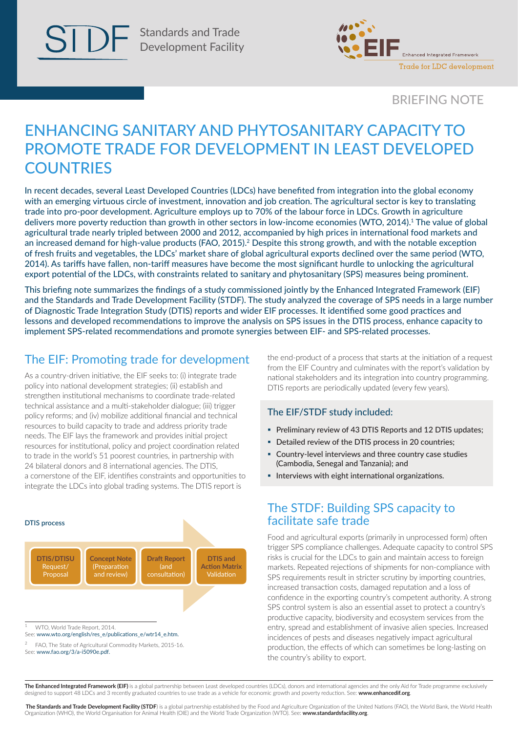STDF Standards and Trade Development Facility

EIF Enhanced Integrated Framework — Trade for LDC development

BRIEFING NOTE

# ENHANCING SANITARY AND PHYTOSANITARY CAPACITY TO PROMOTE TRADE FOR DEVELOPMENT IN LEAST DEVELOPED COUNTRIES

In recent decades, several Least Developed Countries (LDCs) have benefited from integration into the global economy with an emerging virtuous circle of investment, innovation and job creation. The agricultural sector is key to translating trade into pro-poor development. Agriculture employs up to 70% of the labour force in LDCs. Growth in agriculture delivers more poverty reduction than growth in other sectors in low-income economies (WTO, 2014).[1] The value of global agricultural trade nearly tripled between 2000 and 2012, accompanied by high prices in international food markets and an increased demand for high-value products (FAO, 2015).[2] Despite this strong growth, and with the notable exception of fresh fruits and vegetables, the LDCs' market share of global agricultural exports declined over the same period (WTO, 2014). As tariffs have fallen, non-tariff measures have become the most significant hurdle to unlocking the agricultural export potential of the LDCs, with constraints related to sanitary and phytosanitary (SPS) measures being prominent.

This briefing note summarizes the findings of a study commissioned jointly by the Enhanced Integrated Framework (EIF) and the Standards and Trade Development Facility (STDF). The study analyzed the coverage of SPS needs in a large number of Diagnostic Trade Integration Study (DTIS) reports and wider EIF processes. It identified some good practices and lessons and developed recommendations to improve the analysis on SPS issues in the DTIS process, enhance capacity to implement SPS-related recommendations and promote synergies between EIF- and SPS-related processes.

## The EIF: Promoting trade for development

As a country-driven initiative, the EIF seeks to: (i) integrate trade policy into national development strategies; (ii) establish and strengthen institutional mechanisms to coordinate trade-related technical assistance and a multi-stakeholder dialogue; (iii) trigger policy reforms; and (iv) mobilize additional financial and technical resources to build capacity to trade and address priority trade needs. The EIF lays the framework and provides initial project resources for institutional, policy and project coordination related to trade in the world's 51 poorest countries, in partnership with 24 bilateral donors and 8 international agencies. The DTIS, a cornerstone of the EIF, identifies constraints and opportunities to integrate the LDCs into global trading systems. The DTIS report is the end-product of a process that starts at the initiation of a request from the EIF Country and culminates with the report's validation by national stakeholders and its integration into country programming. DTIS reports are periodically updated (every few years).

**DTIS process**

DTIS/DTISU Request/ Proposal → Concept Note (Preparation and review) → Draft Report (and consultation) → DTIS and Action Matrix Validation

### The EIF/STDF study included:

- Preliminary review of 43 DTIS Reports and 12 DTIS updates;
- Detailed review of the DTIS process in 20 countries;
- Country-level interviews and three country case studies (Cambodia, Senegal and Tanzania); and
- Interviews with eight international organizations.

## The STDF: Building SPS capacity to facilitate safe trade

Food and agricultural exports (primarily in unprocessed form) often trigger SPS compliance challenges. Adequate capacity to control SPS risks is crucial for the LDCs to gain and maintain access to foreign markets. Repeated rejections of shipments for non-compliance with SPS requirements result in stricter scrutiny by importing countries, increased transaction costs, damaged reputation and a loss of confidence in the exporting country's competent authority. A strong SPS control system is also an essential asset to protect a country's productive capacity, biodiversity and ecosystem services from the entry, spread and establishment of invasive alien species. Increased incidences of pests and diseases negatively impact agricultural production, the effects of which can sometimes be long-lasting on the country's ability to export.

[1] WTO, World Trade Report, 2014. See: www.wto.org/english/res_e/publications_e/wtr14_e.htm.

[2] FAO, The State of Agricultural Commodity Markets, 2015-16. See: www.fao.org/3/a-i5090e.pdf.

**The Enhanced Integrated Framework (EIF)** is a global partnership between Least developed countries (LDCs), donors and international agencies and the only Aid for Trade programme exclusively designed to support 48 LDCs and 3 recently graduated countries to use trade as a vehicle for economic growth and poverty reduction. See: **www.enhancedif.org**.

**The Standards and Trade Development Facility (STDF**) is a global partnership established by the Food and Agriculture Organization of the United Nations (FAO), the World Bank, the World Health Organization (WHO), the World Organisation for Animal Health (OIE) and the World Trade Organization (WTO). See: **www.standardsfacility.org**.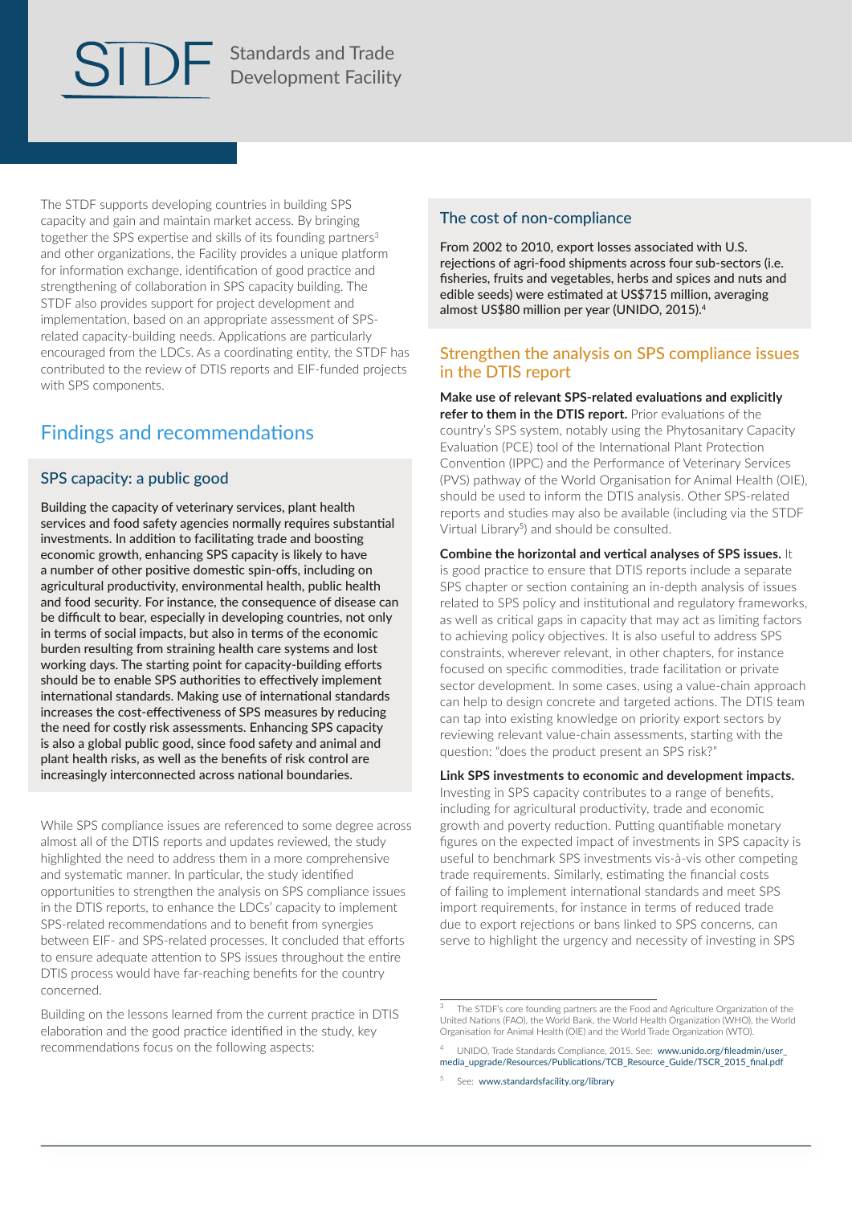The STDF supports developing countries in building SPS capacity and gain and maintain market access. By bringing together the SPS expertise and skills of its founding partners[3] and other organizations, the Facility provides a unique platform for information exchange, identification of good practice and strengthening of collaboration in SPS capacity building. The STDF also provides support for project development and implementation, based on an appropriate assessment of SPS-related capacity-building needs. Applications are particularly encouraged from the LDCs. As a coordinating entity, the STDF has contributed to the review of DTIS reports and EIF-funded projects with SPS components.

## Findings and recommendations

### SPS capacity: a public good

Building the capacity of veterinary services, plant health services and food safety agencies normally requires substantial investments. In addition to facilitating trade and boosting economic growth, enhancing SPS capacity is likely to have a number of other positive domestic spin-offs, including on agricultural productivity, environmental health, public health and food security. For instance, the consequence of disease can be difficult to bear, especially in developing countries, not only in terms of social impacts, but also in terms of the economic burden resulting from straining health care systems and lost working days. The starting point for capacity-building efforts should be to enable SPS authorities to effectively implement international standards. Making use of international standards increases the cost-effectiveness of SPS measures by reducing the need for costly risk assessments. Enhancing SPS capacity is also a global public good, since food safety and animal and plant health risks, as well as the benefits of risk control are increasingly interconnected across national boundaries.

While SPS compliance issues are referenced to some degree across almost all of the DTIS reports and updates reviewed, the study highlighted the need to address them in a more comprehensive and systematic manner. In particular, the study identified opportunities to strengthen the analysis on SPS compliance issues in the DTIS reports, to enhance the LDCs' capacity to implement SPS-related recommendations and to benefit from synergies between EIF- and SPS-related processes. It concluded that efforts to ensure adequate attention to SPS issues throughout the entire DTIS process would have far-reaching benefits for the country concerned.

Building on the lessons learned from the current practice in DTIS elaboration and the good practice identified in the study, key recommendations focus on the following aspects:

### The cost of non-compliance

From 2002 to 2010, export losses associated with U.S. rejections of agri-food shipments across four sub-sectors (i.e. fisheries, fruits and vegetables, herbs and spices and nuts and edible seeds) were estimated at US$715 million, averaging almost US$80 million per year (UNIDO, 2015).[4]

### Strengthen the analysis on SPS compliance issues in the DTIS report

**Make use of relevant SPS-related evaluations and explicitly refer to them in the DTIS report.** Prior evaluations of the country's SPS system, notably using the Phytosanitary Capacity Evaluation (PCE) tool of the International Plant Protection Convention (IPPC) and the Performance of Veterinary Services (PVS) pathway of the World Organisation for Animal Health (OIE), should be used to inform the DTIS analysis. Other SPS-related reports and studies may also be available (including via the STDF Virtual Library[5]) and should be consulted.

**Combine the horizontal and vertical analyses of SPS issues.** It is good practice to ensure that DTIS reports include a separate SPS chapter or section containing an in-depth analysis of issues related to SPS policy and institutional and regulatory frameworks, as well as critical gaps in capacity that may act as limiting factors to achieving policy objectives. It is also useful to address SPS constraints, wherever relevant, in other chapters, for instance focused on specific commodities, trade facilitation or private sector development. In some cases, using a value-chain approach can help to design concrete and targeted actions. The DTIS team can tap into existing knowledge on priority export sectors by reviewing relevant value-chain assessments, starting with the question: "does the product present an SPS risk?"

**Link SPS investments to economic and development impacts.** Investing in SPS capacity contributes to a range of benefits, including for agricultural productivity, trade and economic growth and poverty reduction. Putting quantifiable monetary figures on the expected impact of investments in SPS capacity is useful to benchmark SPS investments vis-à-vis other competing trade requirements. Similarly, estimating the financial costs of failing to implement international standards and meet SPS import requirements, for instance in terms of reduced trade due to export rejections or bans linked to SPS concerns, can serve to highlight the urgency and necessity of investing in SPS

---

[3] The STDF's core founding partners are the Food and Agriculture Organization of the United Nations (FAO), the World Bank, the World Health Organization (WHO), the World Organisation for Animal Health (OIE) and the World Trade Organization (WTO).

[4] UNIDO, Trade Standards Compliance, 2015. See: www.unido.org/fileadmin/user_media_upgrade/Resources/Publications/TCB_Resource_Guide/TSCR_2015_final.pdf

[5] See: www.standardsfacility.org/library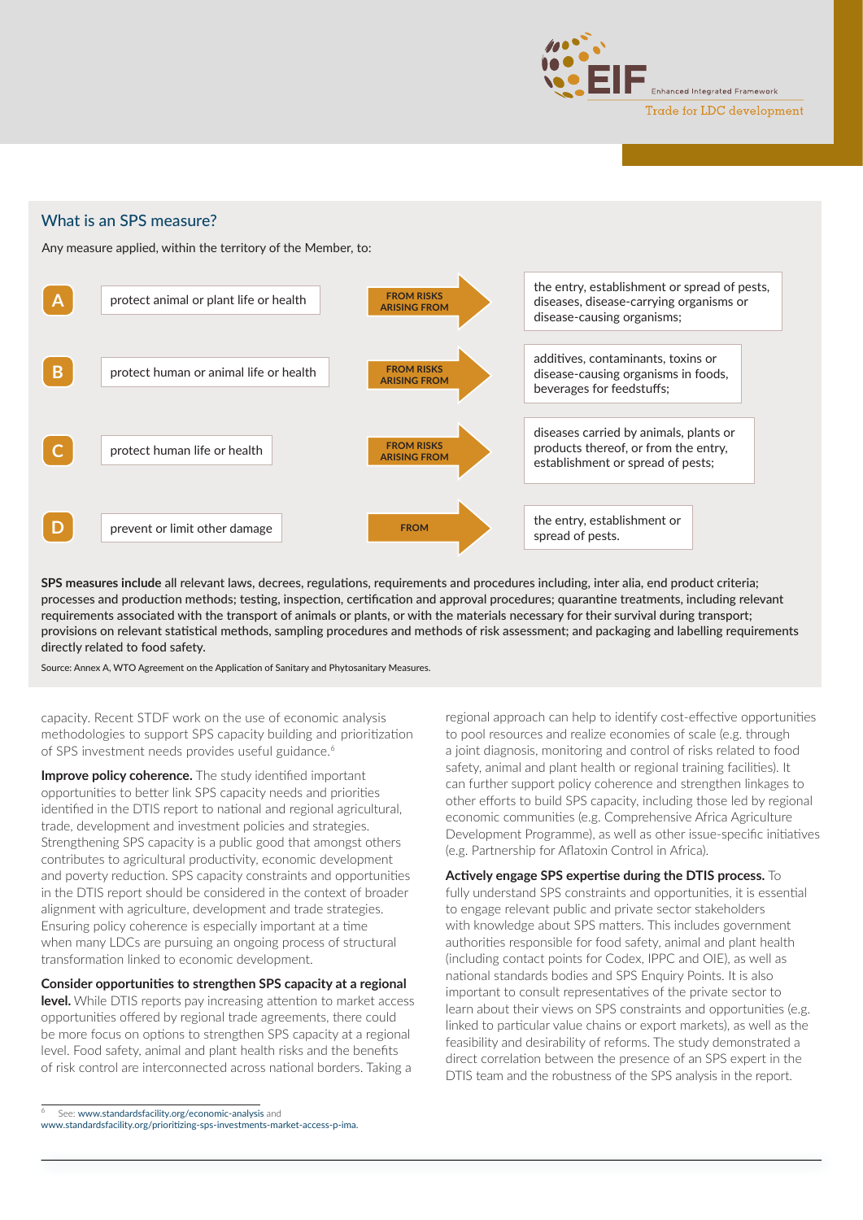## What is an SPS measure?

Any measure applied, within the territory of the Member, to:

| | Purpose | | Risk |
|---|---|---|---|
| **A** | protect animal or plant life or health | FROM RISKS ARISING FROM | the entry, establishment or spread of pests, diseases, disease-carrying organisms or disease-causing organisms; |
| **B** | protect human or animal life or health | FROM RISKS ARISING FROM | additives, contaminants, toxins or disease-causing organisms in foods, beverages for feedstuffs; |
| **C** | protect human life or health | FROM RISKS ARISING FROM | diseases carried by animals, plants or products thereof, or from the entry, establishment or spread of pests; |
| **D** | prevent or limit other damage | FROM | the entry, establishment or spread of pests. |

**SPS measures include** all relevant laws, decrees, regulations, requirements and procedures including, inter alia, end product criteria; processes and production methods; testing, inspection, certification and approval procedures; quarantine treatments, including relevant requirements associated with the transport of animals or plants, or with the materials necessary for their survival during transport; provisions on relevant statistical methods, sampling procedures and methods of risk assessment; and packaging and labelling requirements directly related to food safety.

Source: Annex A, WTO Agreement on the Application of Sanitary and Phytosanitary Measures.

capacity. Recent STDF work on the use of economic analysis methodologies to support SPS capacity building and prioritization of SPS investment needs provides useful guidance.[6]

**Improve policy coherence.** The study identified important opportunities to better link SPS capacity needs and priorities identified in the DTIS report to national and regional agricultural, trade, development and investment policies and strategies. Strengthening SPS capacity is a public good that amongst others contributes to agricultural productivity, economic development and poverty reduction. SPS capacity constraints and opportunities in the DTIS report should be considered in the context of broader alignment with agriculture, development and trade strategies. Ensuring policy coherence is especially important at a time when many LDCs are pursuing an ongoing process of structural transformation linked to economic development.

**Consider opportunities to strengthen SPS capacity at a regional level.** While DTIS reports pay increasing attention to market access opportunities offered by regional trade agreements, there could be more focus on options to strengthen SPS capacity at a regional level. Food safety, animal and plant health risks and the benefits of risk control are interconnected across national borders. Taking a regional approach can help to identify cost-effective opportunities to pool resources and realize economies of scale (e.g. through a joint diagnosis, monitoring and control of risks related to food safety, animal and plant health or regional training facilities). It can further support policy coherence and strengthen linkages to other efforts to build SPS capacity, including those led by regional economic communities (e.g. Comprehensive Africa Agriculture Development Programme), as well as other issue-specific initiatives (e.g. Partnership for Aflatoxin Control in Africa).

**Actively engage SPS expertise during the DTIS process.** To fully understand SPS constraints and opportunities, it is essential to engage relevant public and private sector stakeholders with knowledge about SPS matters. This includes government authorities responsible for food safety, animal and plant health (including contact points for Codex, IPPC and OIE), as well as national standards bodies and SPS Enquiry Points. It is also important to consult representatives of the private sector to learn about their views on SPS constraints and opportunities (e.g. linked to particular value chains or export markets), as well as the feasibility and desirability of reforms. The study demonstrated a direct correlation between the presence of an SPS expert in the DTIS team and the robustness of the SPS analysis in the report.

[6] See: www.standardsfacility.org/economic-analysis and www.standardsfacility.org/prioritizing-sps-investments-market-access-p-ima.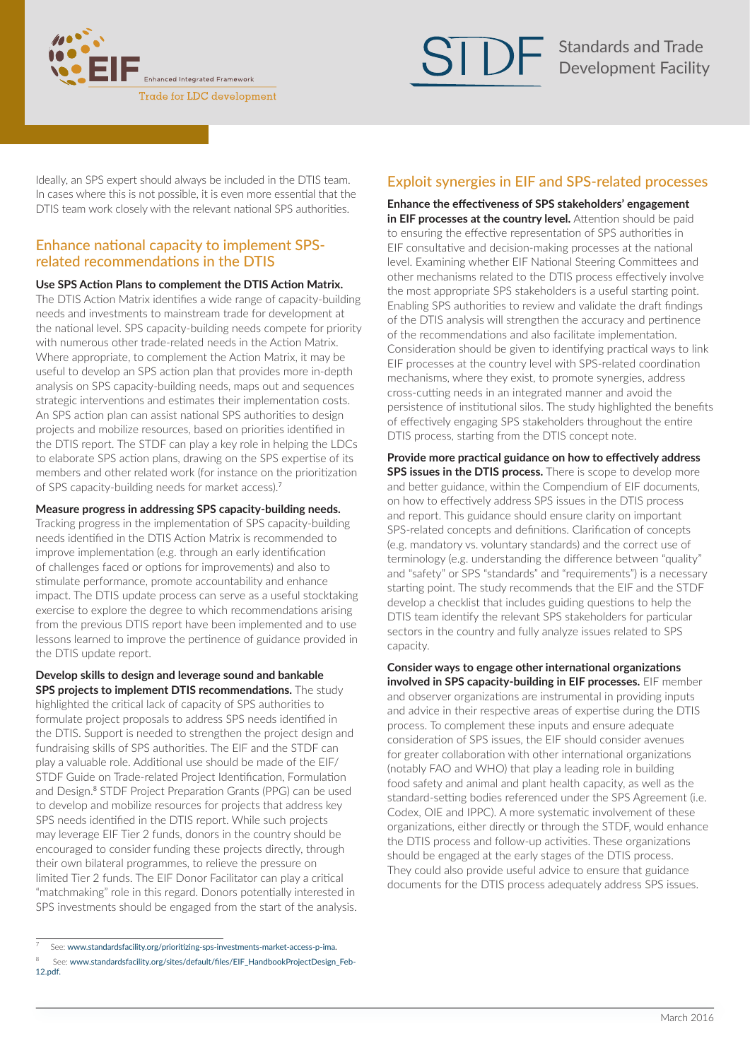Ideally, an SPS expert should always be included in the DTIS team. In cases where this is not possible, it is even more essential that the DTIS team work closely with the relevant national SPS authorities.

## Enhance national capacity to implement SPS-related recommendations in the DTIS

**Use SPS Action Plans to complement the DTIS Action Matrix.** The DTIS Action Matrix identifies a wide range of capacity-building needs and investments to mainstream trade for development at the national level. SPS capacity-building needs compete for priority with numerous other trade-related needs in the Action Matrix. Where appropriate, to complement the Action Matrix, it may be useful to develop an SPS action plan that provides more in-depth analysis on SPS capacity-building needs, maps out and sequences strategic interventions and estimates their implementation costs. An SPS action plan can assist national SPS authorities to design projects and mobilize resources, based on priorities identified in the DTIS report. The STDF can play a key role in helping the LDCs to elaborate SPS action plans, drawing on the SPS expertise of its members and other related work (for instance on the prioritization of SPS capacity-building needs for market access).[7]

**Measure progress in addressing SPS capacity-building needs.** Tracking progress in the implementation of SPS capacity-building needs identified in the DTIS Action Matrix is recommended to improve implementation (e.g. through an early identification of challenges faced or options for improvements) and also to stimulate performance, promote accountability and enhance impact. The DTIS update process can serve as a useful stocktaking exercise to explore the degree to which recommendations arising from the previous DTIS report have been implemented and to use lessons learned to improve the pertinence of guidance provided in the DTIS update report.

**Develop skills to design and leverage sound and bankable SPS projects to implement DTIS recommendations.** The study highlighted the critical lack of capacity of SPS authorities to formulate project proposals to address SPS needs identified in the DTIS. Support is needed to strengthen the project design and fundraising skills of SPS authorities. The EIF and the STDF can play a valuable role. Additional use should be made of the EIF/STDF Guide on Trade-related Project Identification, Formulation and Design.[8] STDF Project Preparation Grants (PPG) can be used to develop and mobilize resources for projects that address key SPS needs identified in the DTIS report. While such projects may leverage EIF Tier 2 funds, donors in the country should be encouraged to consider funding these projects directly, through their own bilateral programmes, to relieve the pressure on limited Tier 2 funds. The EIF Donor Facilitator can play a critical "matchmaking" role in this regard. Donors potentially interested in SPS investments should be engaged from the start of the analysis.

## Exploit synergies in EIF and SPS-related processes

**Enhance the effectiveness of SPS stakeholders' engagement in EIF processes at the country level.** Attention should be paid to ensuring the effective representation of SPS authorities in EIF consultative and decision-making processes at the national level. Examining whether EIF National Steering Committees and other mechanisms related to the DTIS process effectively involve the most appropriate SPS stakeholders is a useful starting point. Enabling SPS authorities to review and validate the draft findings of the DTIS analysis will strengthen the accuracy and pertinence of the recommendations and also facilitate implementation. Consideration should be given to identifying practical ways to link EIF processes at the country level with SPS-related coordination mechanisms, where they exist, to promote synergies, address cross-cutting needs in an integrated manner and avoid the persistence of institutional silos. The study highlighted the benefits of effectively engaging SPS stakeholders throughout the entire DTIS process, starting from the DTIS concept note.

**Provide more practical guidance on how to effectively address SPS issues in the DTIS process.** There is scope to develop more and better guidance, within the Compendium of EIF documents, on how to effectively address SPS issues in the DTIS process and report. This guidance should ensure clarity on important SPS-related concepts and definitions. Clarification of concepts (e.g. mandatory vs. voluntary standards) and the correct use of terminology (e.g. understanding the difference between "quality" and "safety" or SPS "standards" and "requirements") is a necessary starting point. The study recommends that the EIF and the STDF develop a checklist that includes guiding questions to help the DTIS team identify the relevant SPS stakeholders for particular sectors in the country and fully analyze issues related to SPS capacity.

**Consider ways to engage other international organizations involved in SPS capacity-building in EIF processes.** EIF member and observer organizations are instrumental in providing inputs and advice in their respective areas of expertise during the DTIS process. To complement these inputs and ensure adequate consideration of SPS issues, the EIF should consider avenues for greater collaboration with other international organizations (notably FAO and WHO) that play a leading role in building food safety and animal and plant health capacity, as well as the standard-setting bodies referenced under the SPS Agreement (i.e. Codex, OIE and IPPC). A more systematic involvement of these organizations, either directly or through the STDF, would enhance the DTIS process and follow-up activities. These organizations should be engaged at the early stages of the DTIS process. They could also provide useful advice to ensure that guidance documents for the DTIS process adequately address SPS issues.

---

[7] See: www.standardsfacility.org/prioritizing-sps-investments-market-access-p-ima.

[8] See: www.standardsfacility.org/sites/default/files/EIF_HandbookProjectDesign_Feb-12.pdf.